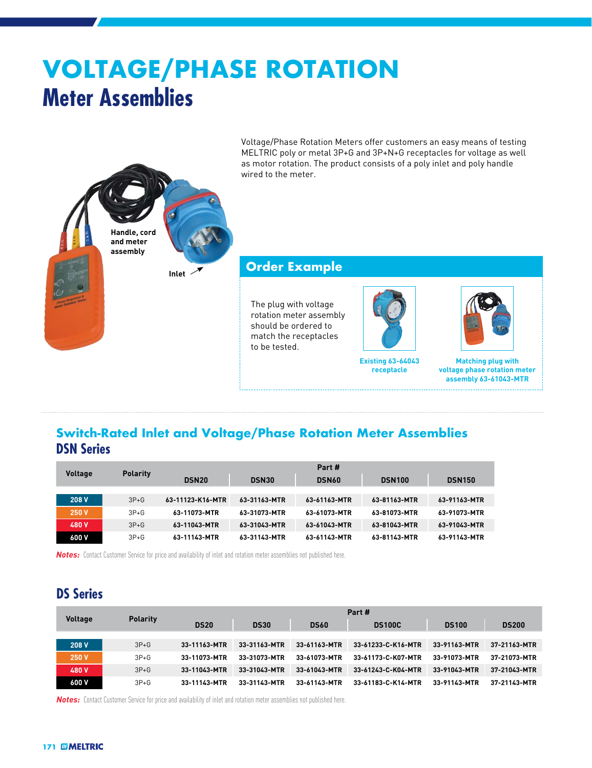# VOLTAGE/PHASE ROTATION

## Meter Assemblies

Handle, cord and meter assembly

Inlet

Voltage/Phase Rotation Meters offer customers an easy means of testing MELTRIC poly or metal 3P+G and 3P+N+G receptacles for voltage as well as motor rotation. The product consists of a poly inlet and poly handle wired to the meter.

### Order Example

The plug with voltage rotation meter assembly should be ordered to match the receptacles to be tested.

Existing 63-64043 receptacle

Matching plug with voltage phase rotation meter assembly 63-61043-MTR

## Switch-Rated Inlet and Voltage/Phase Rotation Meter Assemblies

### DSN Series

| Voltage | Polarity | Part # | | | | |
|---|---|---|---|---|---|---|
| | | DSN20 | DSN30 | DSN60 | DSN100 | DSN150 |
| 208 V | 3P+G | 63-11123-K16-MTR | 63-31163-MTR | 63-61163-MTR | 63-81163-MTR | 63-91163-MTR |
| 250 V | 3P+G | 63-11073-MTR | 63-31073-MTR | 63-61073-MTR | 63-81073-MTR | 63-91073-MTR |
| 480 V | 3P+G | 63-11043-MTR | 63-31043-MTR | 63-61043-MTR | 63-81043-MTR | 63-91043-MTR |
| 600 V | 3P+G | 63-11143-MTR | 63-31143-MTR | 63-61143-MTR | 63-81143-MTR | 63-91143-MTR |

***Notes:*** Contact Customer Service for price and availability of inlet and rotation meter assemblies not published here.

### DS Series

| Voltage | Polarity | Part # | | | | | |
|---|---|---|---|---|---|---|---|
| | | DS20 | DS30 | DS60 | DS100C | DS100 | DS200 |
| 208 V | 3P+G | 33-11163-MTR | 33-31163-MTR | 33-61163-MTR | 33-61233-C-K16-MTR | 33-91163-MTR | 37-21163-MTR |
| 250 V | 3P+G | 33-11073-MTR | 33-31073-MTR | 33-61073-MTR | 33-61173-C-K07-MTR | 33-91073-MTR | 37-21073-MTR |
| 480 V | 3P+G | 33-11043-MTR | 33-31043-MTR | 33-61043-MTR | 33-61243-C-K04-MTR | 33-91043-MTR | 37-21043-MTR |
| 600 V | 3P+G | 33-11143-MTR | 33-31143-MTR | 33-61143-MTR | 33-61183-C-K14-MTR | 33-91143-MTR | 37-21143-MTR |

***Notes:*** Contact Customer Service for price and availability of inlet and rotation meter assemblies not published here.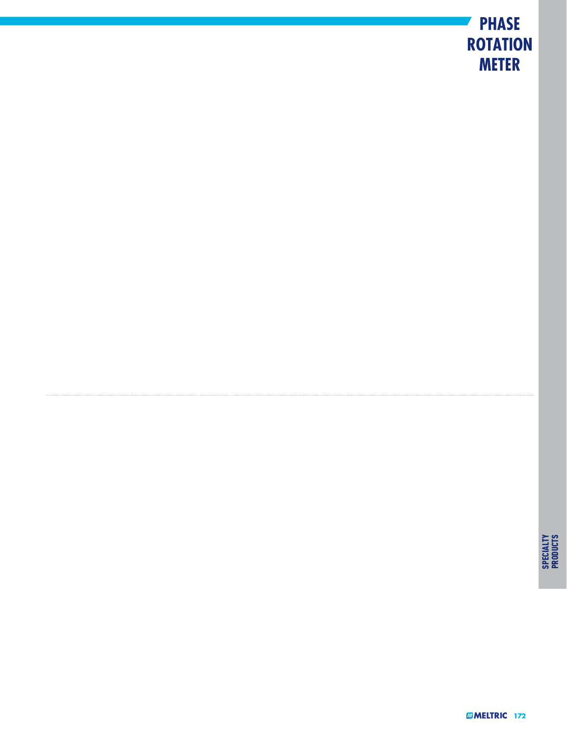# PHASE ROTATION METER